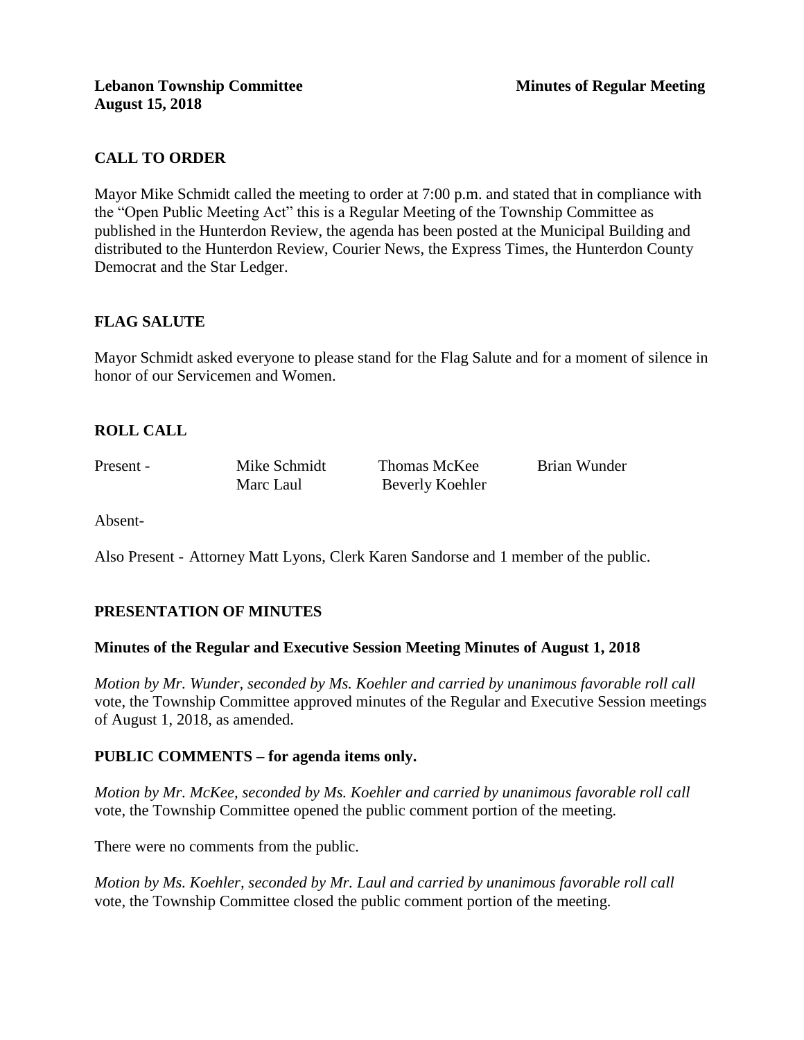**Lebanon Township Committee** **Minutes of Regular Meeting**
**August 15, 2018**

## CALL TO ORDER

Mayor Mike Schmidt called the meeting to order at 7:00 p.m. and stated that in compliance with the "Open Public Meeting Act" this is a Regular Meeting of the Township Committee as published in the Hunterdon Review, the agenda has been posted at the Municipal Building and distributed to the Hunterdon Review, Courier News, the Express Times, the Hunterdon County Democrat and the Star Ledger.

## FLAG SALUTE

Mayor Schmidt asked everyone to please stand for the Flag Salute and for a moment of silence in honor of our Servicemen and Women.

## ROLL CALL

| Present - | Mike Schmidt | Thomas McKee | Brian Wunder |
|---|---|---|---|
| | Marc Laul | Beverly Koehler | |

Absent-

Also Present - Attorney Matt Lyons, Clerk Karen Sandorse and 1 member of the public.

## PRESENTATION OF MINUTES

### Minutes of the Regular and Executive Session Meeting Minutes of August 1, 2018

*Motion by Mr. Wunder, seconded by Ms. Koehler and carried by unanimous favorable roll call* vote, the Township Committee approved minutes of the Regular and Executive Session meetings of August 1, 2018, as amended.

## PUBLIC COMMENTS – for agenda items only.

*Motion by Mr. McKee, seconded by Ms. Koehler and carried by unanimous favorable roll call* vote, the Township Committee opened the public comment portion of the meeting.

There were no comments from the public.

*Motion by Ms. Koehler, seconded by Mr. Laul and carried by unanimous favorable roll call* vote, the Township Committee closed the public comment portion of the meeting.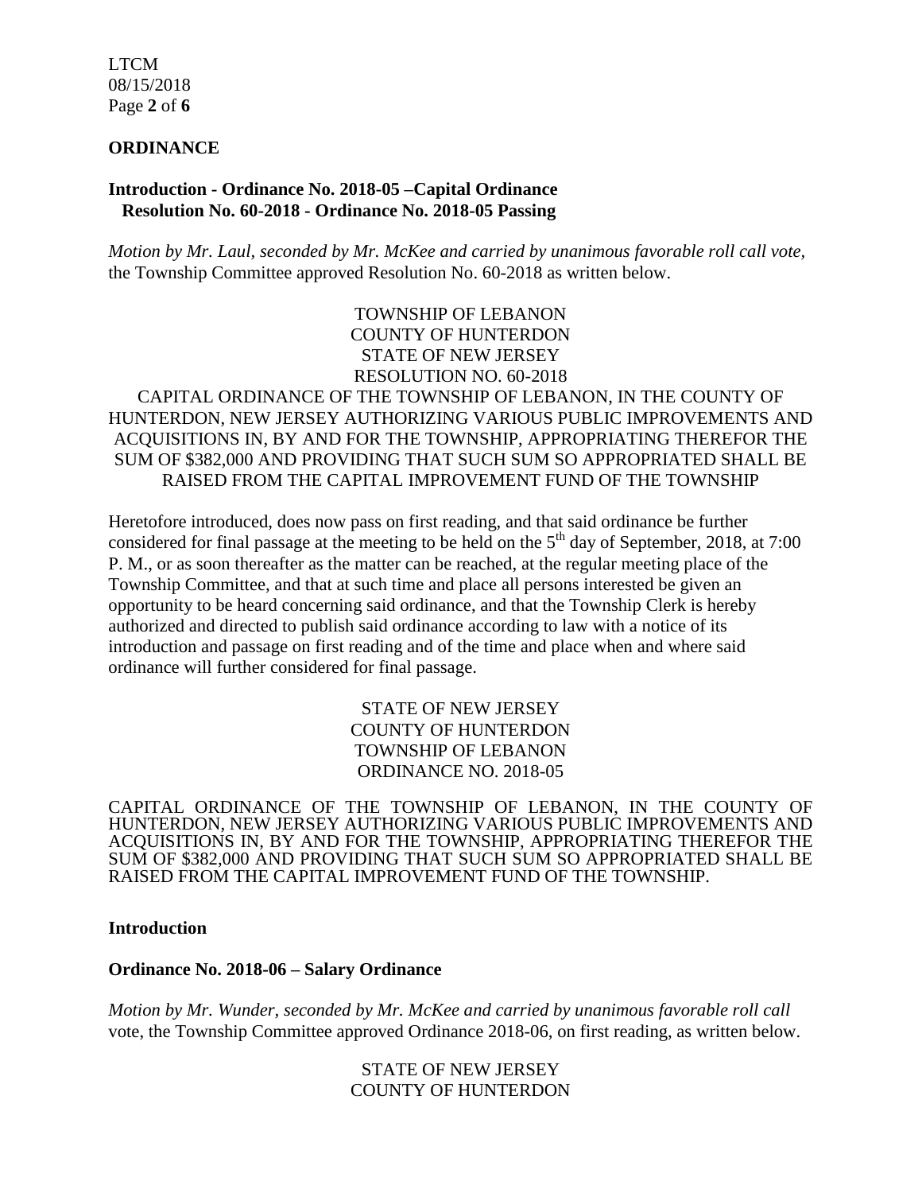## ORDINANCE

### Introduction - Ordinance No. 2018-05 –Capital Ordinance
### Resolution No. 60-2018 - Ordinance No. 2018-05 Passing

*Motion by Mr. Laul, seconded by Mr. McKee and carried by unanimous favorable roll call vote,* the Township Committee approved Resolution No. 60-2018 as written below.

TOWNSHIP OF LEBANON
COUNTY OF HUNTERDON
STATE OF NEW JERSEY
RESOLUTION NO. 60-2018

CAPITAL ORDINANCE OF THE TOWNSHIP OF LEBANON, IN THE COUNTY OF HUNTERDON, NEW JERSEY AUTHORIZING VARIOUS PUBLIC IMPROVEMENTS AND ACQUISITIONS IN, BY AND FOR THE TOWNSHIP, APPROPRIATING THEREFOR THE SUM OF $382,000 AND PROVIDING THAT SUCH SUM SO APPROPRIATED SHALL BE RAISED FROM THE CAPITAL IMPROVEMENT FUND OF THE TOWNSHIP

Heretofore introduced, does now pass on first reading, and that said ordinance be further considered for final passage at the meeting to be held on the 5th day of September, 2018, at 7:00 P. M., or as soon thereafter as the matter can be reached, at the regular meeting place of the Township Committee, and that at such time and place all persons interested be given an opportunity to be heard concerning said ordinance, and that the Township Clerk is hereby authorized and directed to publish said ordinance according to law with a notice of its introduction and passage on first reading and of the time and place when and where said ordinance will further considered for final passage.

STATE OF NEW JERSEY
COUNTY OF HUNTERDON
TOWNSHIP OF LEBANON
ORDINANCE NO. 2018-05

CAPITAL ORDINANCE OF THE TOWNSHIP OF LEBANON, IN THE COUNTY OF HUNTERDON, NEW JERSEY AUTHORIZING VARIOUS PUBLIC IMPROVEMENTS AND ACQUISITIONS IN, BY AND FOR THE TOWNSHIP, APPROPRIATING THEREFOR THE SUM OF $382,000 AND PROVIDING THAT SUCH SUM SO APPROPRIATED SHALL BE RAISED FROM THE CAPITAL IMPROVEMENT FUND OF THE TOWNSHIP.

### Introduction

### Ordinance No. 2018-06 – Salary Ordinance

*Motion by Mr. Wunder, seconded by Mr. McKee and carried by unanimous favorable roll call* vote, the Township Committee approved Ordinance 2018-06, on first reading, as written below.

STATE OF NEW JERSEY
COUNTY OF HUNTERDON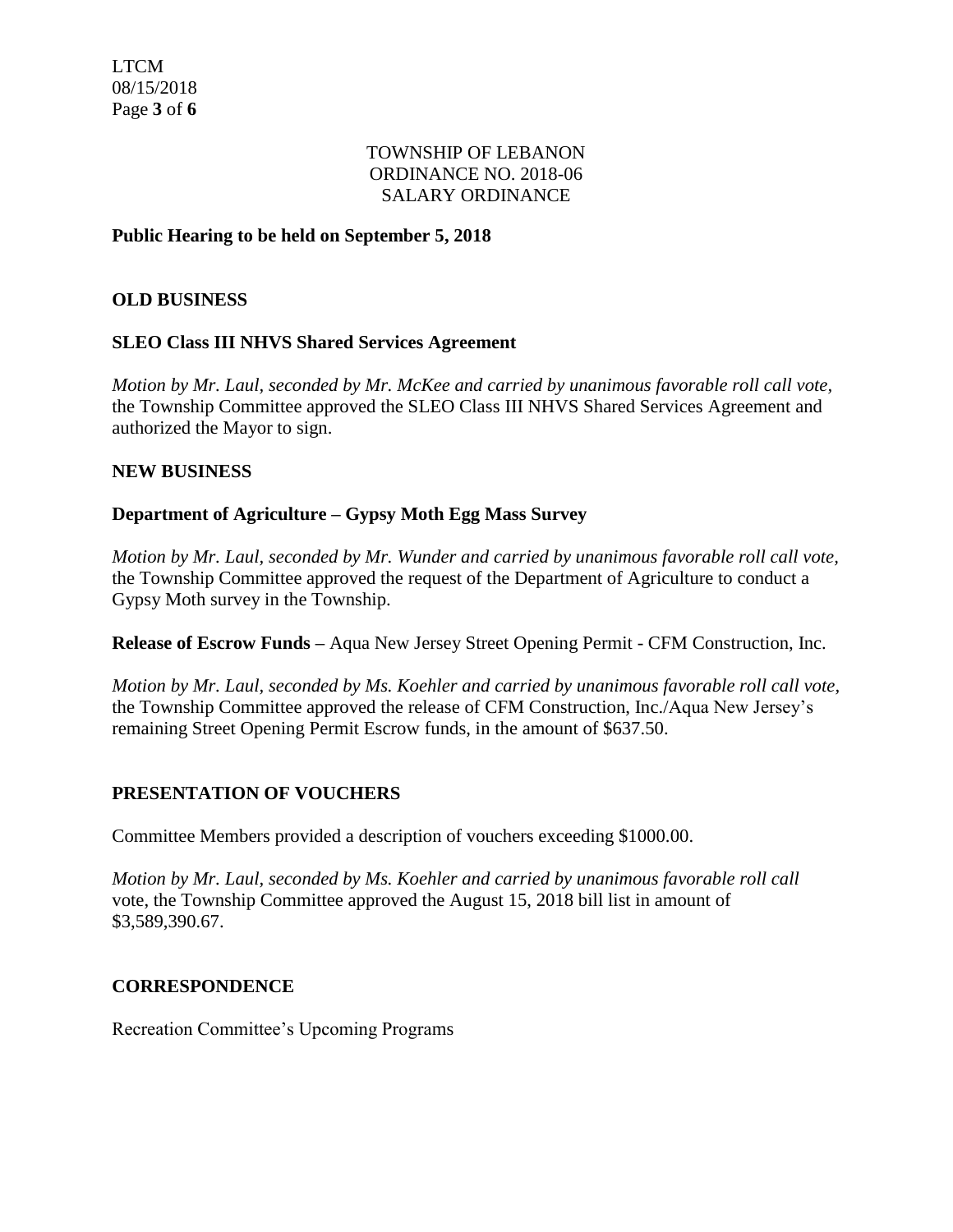TOWNSHIP OF LEBANON
ORDINANCE NO. 2018-06
SALARY ORDINANCE

**Public Hearing to be held on September 5, 2018**

## OLD BUSINESS

### SLEO Class III NHVS Shared Services Agreement

*Motion by Mr. Laul, seconded by Mr. McKee and carried by unanimous favorable roll call vote,* the Township Committee approved the SLEO Class III NHVS Shared Services Agreement and authorized the Mayor to sign.

## NEW BUSINESS

### Department of Agriculture – Gypsy Moth Egg Mass Survey

*Motion by Mr. Laul, seconded by Mr. Wunder and carried by unanimous favorable roll call vote,* the Township Committee approved the request of the Department of Agriculture to conduct a Gypsy Moth survey in the Township.

**Release of Escrow Funds –** Aqua New Jersey Street Opening Permit - CFM Construction, Inc.

*Motion by Mr. Laul, seconded by Ms. Koehler and carried by unanimous favorable roll call vote,* the Township Committee approved the release of CFM Construction, Inc./Aqua New Jersey's remaining Street Opening Permit Escrow funds, in the amount of $637.50.

## PRESENTATION OF VOUCHERS

Committee Members provided a description of vouchers exceeding $1000.00.

*Motion by Mr. Laul, seconded by Ms. Koehler and carried by unanimous favorable roll call* vote, the Township Committee approved the August 15, 2018 bill list in amount of $3,589,390.67.

## CORRESPONDENCE

Recreation Committee's Upcoming Programs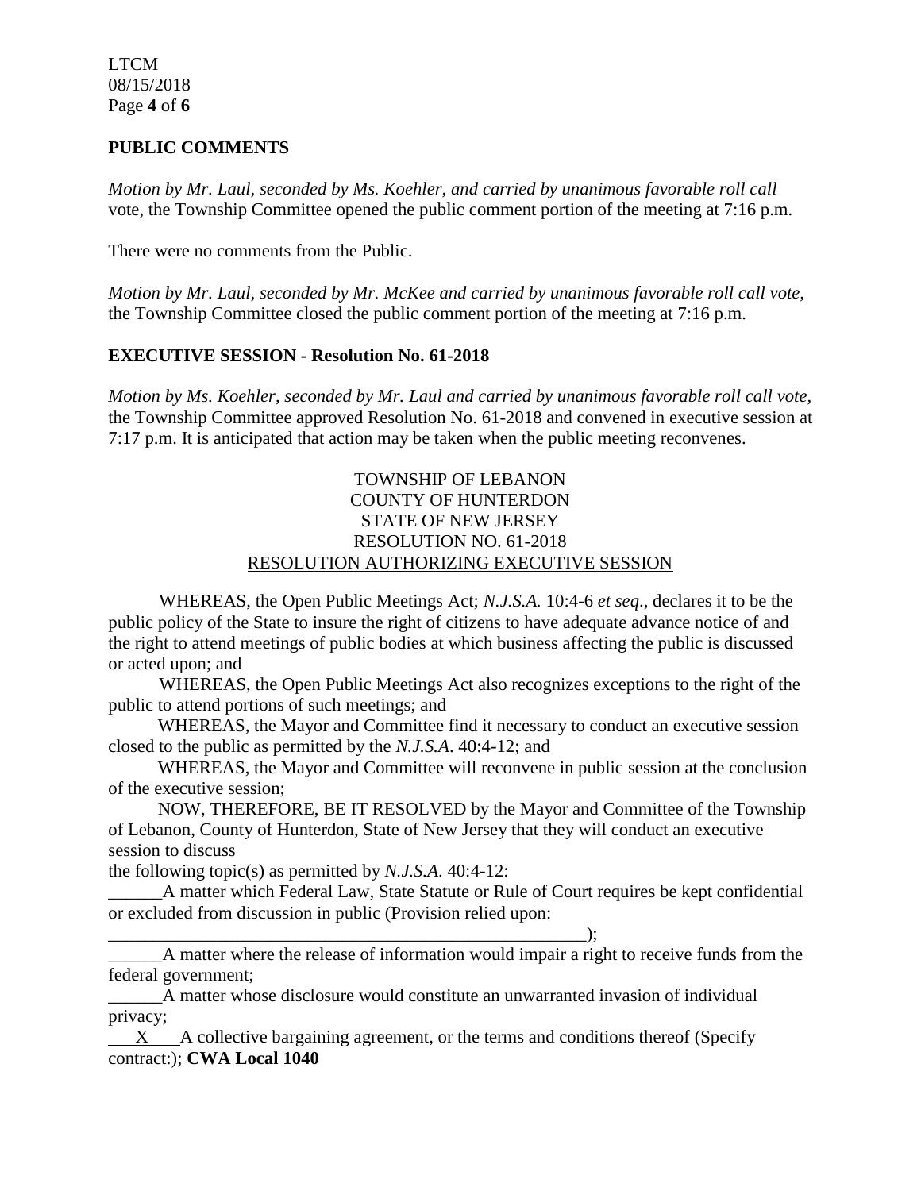## PUBLIC COMMENTS

*Motion by Mr. Laul, seconded by Ms. Koehler, and carried by unanimous favorable roll call* vote, the Township Committee opened the public comment portion of the meeting at 7:16 p.m.

There were no comments from the Public.

*Motion by Mr. Laul, seconded by Mr. McKee and carried by unanimous favorable roll call vote,* the Township Committee closed the public comment portion of the meeting at 7:16 p.m.

## EXECUTIVE SESSION - Resolution No. 61-2018

*Motion by Ms. Koehler, seconded by Mr. Laul and carried by unanimous favorable roll call vote,* the Township Committee approved Resolution No. 61-2018 and convened in executive session at 7:17 p.m. It is anticipated that action may be taken when the public meeting reconvenes.

TOWNSHIP OF LEBANON
COUNTY OF HUNTERDON
STATE OF NEW JERSEY
RESOLUTION NO. 61-2018
RESOLUTION AUTHORIZING EXECUTIVE SESSION

WHEREAS, the Open Public Meetings Act; *N.J.S.A.* 10:4-6 *et seq*., declares it to be the public policy of the State to insure the right of citizens to have adequate advance notice of and the right to attend meetings of public bodies at which business affecting the public is discussed or acted upon; and

WHEREAS, the Open Public Meetings Act also recognizes exceptions to the right of the public to attend portions of such meetings; and

WHEREAS, the Mayor and Committee find it necessary to conduct an executive session closed to the public as permitted by the *N.J.S.A*. 40:4-12; and

WHEREAS, the Mayor and Committee will reconvene in public session at the conclusion of the executive session;

NOW, THEREFORE, BE IT RESOLVED by the Mayor and Committee of the Township of Lebanon, County of Hunterdon, State of New Jersey that they will conduct an executive session to discuss the following topic(s) as permitted by *N.J.S.A*. 40:4-12:

______A matter which Federal Law, State Statute or Rule of Court requires be kept confidential or excluded from discussion in public (Provision relied upon: _______________________________________________________);

______A matter where the release of information would impair a right to receive funds from the federal government;

______A matter whose disclosure would constitute an unwarranted invasion of individual privacy;

___X___A collective bargaining agreement, or the terms and conditions thereof (Specify contract:); **CWA Local 1040**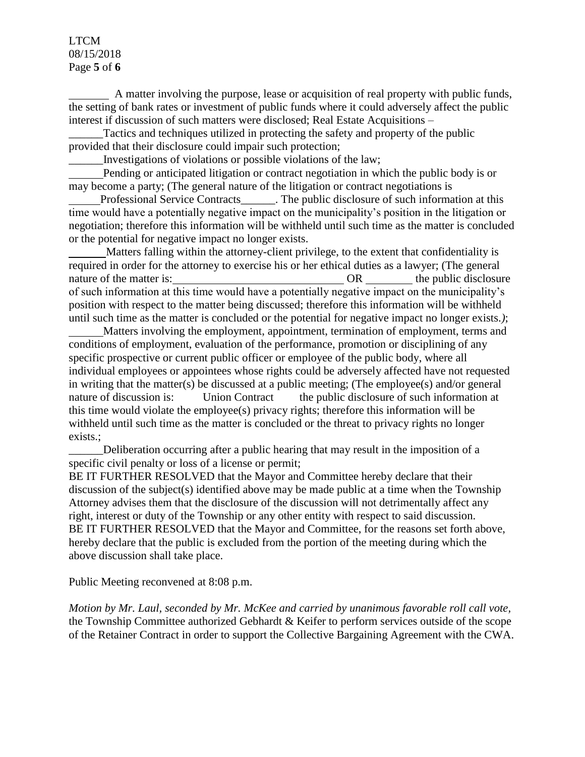_______ A matter involving the purpose, lease or acquisition of real property with public funds, the setting of bank rates or investment of public funds where it could adversely affect the public interest if discussion of such matters were disclosed; Real Estate Acquisitions –

______Tactics and techniques utilized in protecting the safety and property of the public provided that their disclosure could impair such protection;

______Investigations of violations or possible violations of the law;

______Pending or anticipated litigation or contract negotiation in which the public body is or may become a party; (The general nature of the litigation or contract negotiations is ______Professional Service Contracts______. The public disclosure of such information at this time would have a potentially negative impact on the municipality's position in the litigation or negotiation; therefore this information will be withheld until such time as the matter is concluded or the potential for negative impact no longer exists.

______ Matters falling within the attorney-client privilege, to the extent that confidentiality is required in order for the attorney to exercise his or her ethical duties as a lawyer; (The general nature of the matter is:______________________________ OR ________ the public disclosure of such information at this time would have a potentially negative impact on the municipality's position with respect to the matter being discussed; therefore this information will be withheld until such time as the matter is concluded or the potential for negative impact no longer exists.*)*;

______Matters involving the employment, appointment, termination of employment, terms and conditions of employment, evaluation of the performance, promotion or disciplining of any specific prospective or current public officer or employee of the public body, where all individual employees or appointees whose rights could be adversely affected have not requested in writing that the matter(s) be discussed at a public meeting; (The employee(s) and/or general nature of discussion is: Union Contract the public disclosure of such information at this time would violate the employee(s) privacy rights; therefore this information will be withheld until such time as the matter is concluded or the threat to privacy rights no longer exists.;

______Deliberation occurring after a public hearing that may result in the imposition of a specific civil penalty or loss of a license or permit;

BE IT FURTHER RESOLVED that the Mayor and Committee hereby declare that their discussion of the subject(s) identified above may be made public at a time when the Township Attorney advises them that the disclosure of the discussion will not detrimentally affect any right, interest or duty of the Township or any other entity with respect to said discussion.

BE IT FURTHER RESOLVED that the Mayor and Committee, for the reasons set forth above, hereby declare that the public is excluded from the portion of the meeting during which the above discussion shall take place.

Public Meeting reconvened at 8:08 p.m.

*Motion by Mr. Laul, seconded by Mr. McKee and carried by unanimous favorable roll call vote,* the Township Committee authorized Gebhardt & Keifer to perform services outside of the scope of the Retainer Contract in order to support the Collective Bargaining Agreement with the CWA.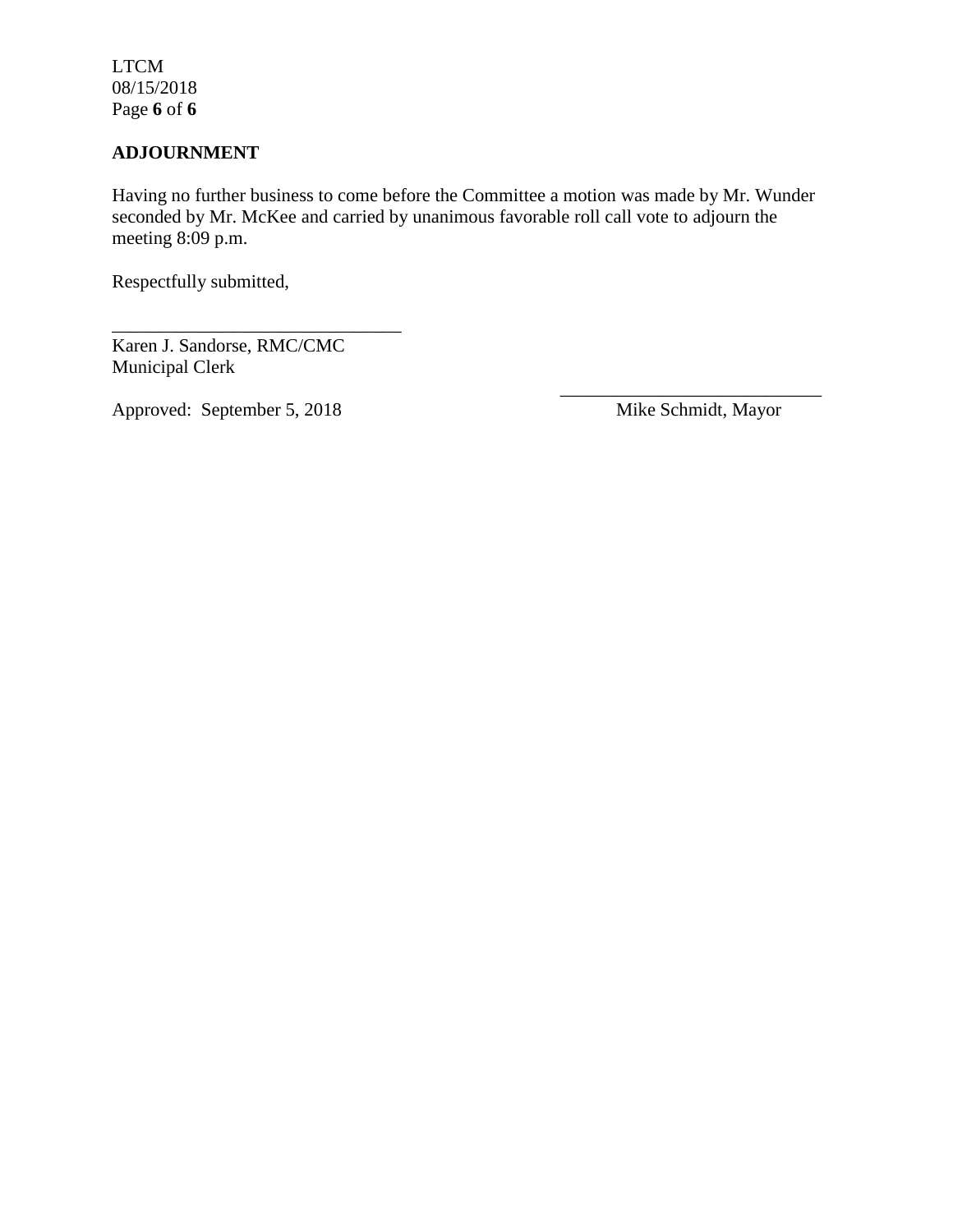## ADJOURNMENT

Having no further business to come before the Committee a motion was made by Mr. Wunder seconded by Mr. McKee and carried by unanimous favorable roll call vote to adjourn the meeting 8:09 p.m.

Respectfully submitted,

_______________________________
Karen J. Sandorse, RMC/CMC
Municipal Clerk

Approved: September 5, 2018

_______________________________
Mike Schmidt, Mayor